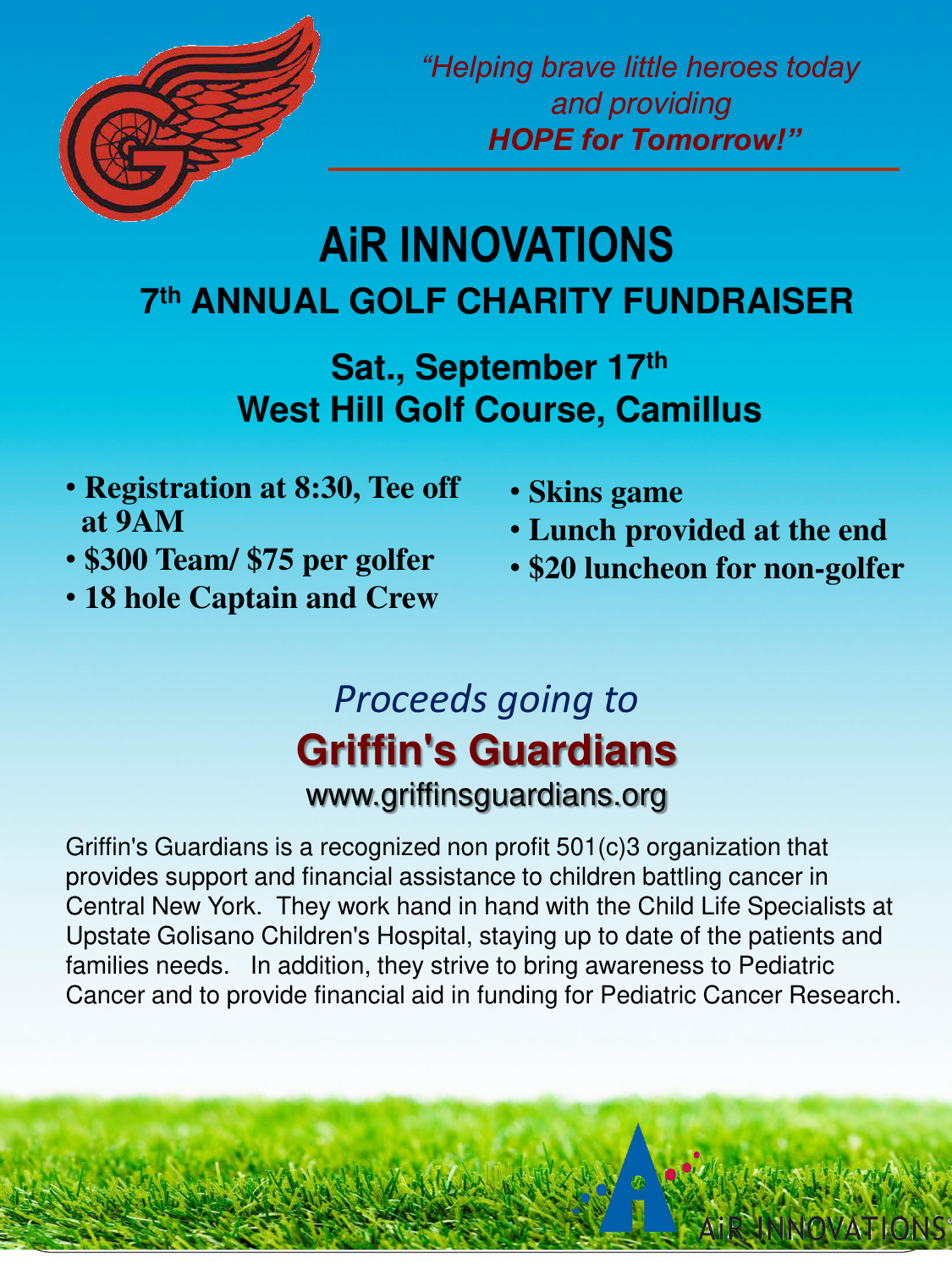*"Helping brave little heroes today and providing **HOPE for Tomorrow!"***

# AiR INNOVATIONS

## 7th ANNUAL GOLF CHARITY FUNDRAISER

### Sat., September 17th
### West Hill Golf Course, Camillus

- **Registration at 8:30, Tee off at 9AM**
- **$300 Team/ $75 per golfer**
- **18 hole Captain and Crew**
- **Skins game**
- **Lunch provided at the end**
- **$20 luncheon for non-golfer**

*Proceeds going to*

## Griffin's Guardians

www.griffinsguardians.org

Griffin's Guardians is a recognized non profit 501(c)3 organization that provides support and financial assistance to children battling cancer in Central New York. They work hand in hand with the Child Life Specialists at Upstate Golisano Children's Hospital, staying up to date of the patients and families needs. In addition, they strive to bring awareness to Pediatric Cancer and to provide financial aid in funding for Pediatric Cancer Research.

AiR INNOVATIONS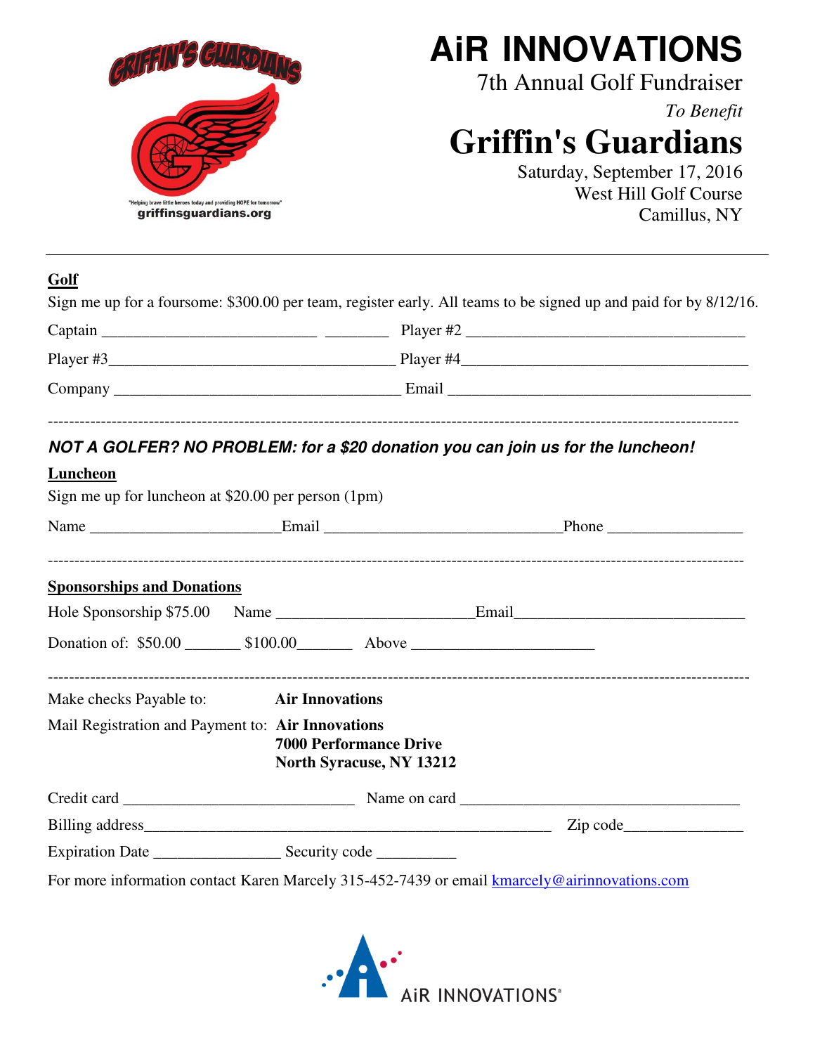GRIFFIN'S GUARDIANS

"Helping brave little heroes today and providing HOPE for tomorrow"

griffinsguardians.org

# AiR INNOVATIONS

7th Annual Golf Fundraiser

*To Benefit*

# Griffin's Guardians

Saturday, September 17, 2016
West Hill Golf Course
Camillus, NY

---

**Golf**

Sign me up for a foursome: $300.00 per team, register early. All teams to be signed up and paid for by 8/12/16.

Captain ___________________________ ________ Player #2 ___________________________________

Player #3___________________________________ Player #4___________________________________

Company ____________________________________ Email _______________________________________

---

***NOT A GOLFER? NO PROBLEM: for a $20 donation you can join us for the luncheon!***

**Luncheon**

Sign me up for luncheon at $20.00 per person (1pm)

Name ________________________Email _____________________________Phone ________________

---

**Sponsorships and Donations**

Hole Sponsorship $75.00   Name _________________________Email_____________________________

Donation of: $50.00 _______ $100.00_______ Above _______________________

---

Make checks Payable to: **Air Innovations**

Mail Registration and Payment to: **Air Innovations**
**7000 Performance Drive**
**North Syracuse, NY 13212**

Credit card _____________________________ Name on card ___________________________________

Billing address___________________________________________________ Zip code_______________

Expiration Date ________________ Security code __________

For more information contact Karen Marcely 315-452-7439 or email kmarcely@airinnovations.com

AiR INNOVATIONS®